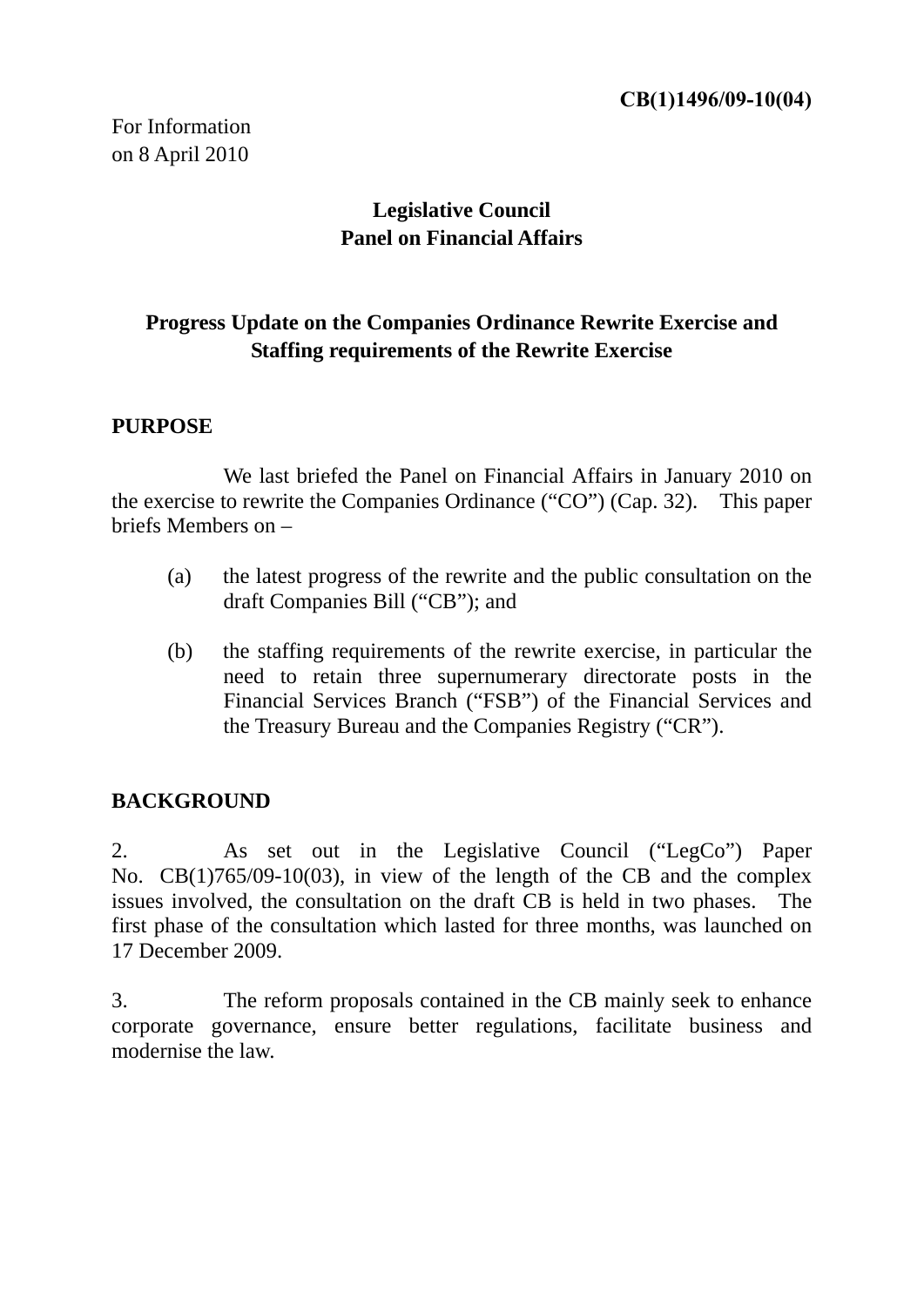**CB(1)1496/09-10(04)**

For Information
on 8 April 2010

**Legislative Council**
**Panel on Financial Affairs**

**Progress Update on the Companies Ordinance Rewrite Exercise and Staffing requirements of the Rewrite Exercise**

## PURPOSE

We last briefed the Panel on Financial Affairs in January 2010 on the exercise to rewrite the Companies Ordinance ("CO") (Cap. 32). This paper briefs Members on –

(a) the latest progress of the rewrite and the public consultation on the draft Companies Bill ("CB"); and

(b) the staffing requirements of the rewrite exercise, in particular the need to retain three supernumerary directorate posts in the Financial Services Branch ("FSB") of the Financial Services and the Treasury Bureau and the Companies Registry ("CR").

## BACKGROUND

2. As set out in the Legislative Council ("LegCo") Paper No. CB(1)765/09-10(03), in view of the length of the CB and the complex issues involved, the consultation on the draft CB is held in two phases. The first phase of the consultation which lasted for three months, was launched on 17 December 2009.

3. The reform proposals contained in the CB mainly seek to enhance corporate governance, ensure better regulations, facilitate business and modernise the law.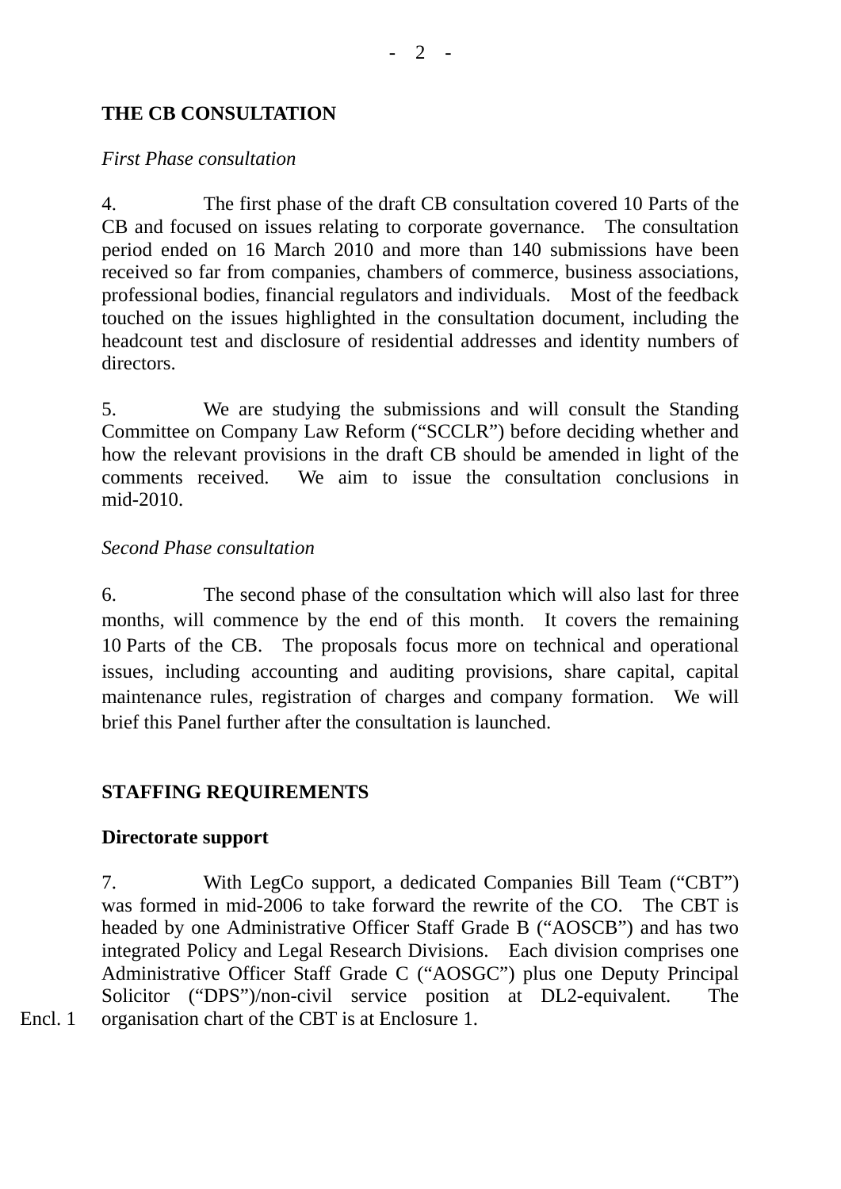## THE CB CONSULTATION

*First Phase consultation*

4. The first phase of the draft CB consultation covered 10 Parts of the CB and focused on issues relating to corporate governance. The consultation period ended on 16 March 2010 and more than 140 submissions have been received so far from companies, chambers of commerce, business associations, professional bodies, financial regulators and individuals. Most of the feedback touched on the issues highlighted in the consultation document, including the headcount test and disclosure of residential addresses and identity numbers of directors.

5. We are studying the submissions and will consult the Standing Committee on Company Law Reform ("SCCLR") before deciding whether and how the relevant provisions in the draft CB should be amended in light of the comments received. We aim to issue the consultation conclusions in mid-2010.

*Second Phase consultation*

6. The second phase of the consultation which will also last for three months, will commence by the end of this month. It covers the remaining 10 Parts of the CB. The proposals focus more on technical and operational issues, including accounting and auditing provisions, share capital, capital maintenance rules, registration of charges and company formation. We will brief this Panel further after the consultation is launched.

## STAFFING REQUIREMENTS

**Directorate support**

7. With LegCo support, a dedicated Companies Bill Team ("CBT") was formed in mid-2006 to take forward the rewrite of the CO. The CBT is headed by one Administrative Officer Staff Grade B ("AOSCB") and has two integrated Policy and Legal Research Divisions. Each division comprises one Administrative Officer Staff Grade C ("AOSGC") plus one Deputy Principal Solicitor ("DPS")/non-civil service position at DL2-equivalent. The organisation chart of the CBT is at Enclosure 1.

Encl. 1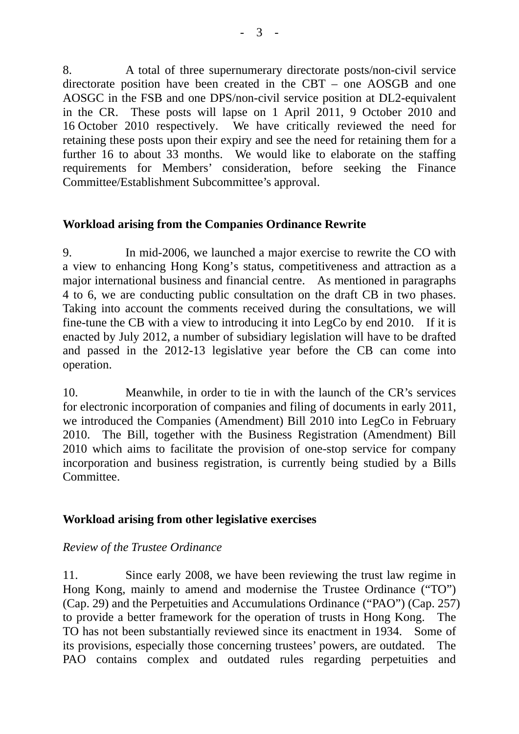8. A total of three supernumerary directorate posts/non-civil service directorate position have been created in the CBT – one AOSGB and one AOSGC in the FSB and one DPS/non-civil service position at DL2-equivalent in the CR. These posts will lapse on 1 April 2011, 9 October 2010 and 16 October 2010 respectively. We have critically reviewed the need for retaining these posts upon their expiry and see the need for retaining them for a further 16 to about 33 months. We would like to elaborate on the staffing requirements for Members' consideration, before seeking the Finance Committee/Establishment Subcommittee's approval.

**Workload arising from the Companies Ordinance Rewrite**

9. In mid-2006, we launched a major exercise to rewrite the CO with a view to enhancing Hong Kong's status, competitiveness and attraction as a major international business and financial centre. As mentioned in paragraphs 4 to 6, we are conducting public consultation on the draft CB in two phases. Taking into account the comments received during the consultations, we will fine-tune the CB with a view to introducing it into LegCo by end 2010. If it is enacted by July 2012, a number of subsidiary legislation will have to be drafted and passed in the 2012-13 legislative year before the CB can come into operation.

10. Meanwhile, in order to tie in with the launch of the CR's services for electronic incorporation of companies and filing of documents in early 2011, we introduced the Companies (Amendment) Bill 2010 into LegCo in February 2010. The Bill, together with the Business Registration (Amendment) Bill 2010 which aims to facilitate the provision of one-stop service for company incorporation and business registration, is currently being studied by a Bills Committee.

**Workload arising from other legislative exercises**

*Review of the Trustee Ordinance*

11. Since early 2008, we have been reviewing the trust law regime in Hong Kong, mainly to amend and modernise the Trustee Ordinance ("TO") (Cap. 29) and the Perpetuities and Accumulations Ordinance ("PAO") (Cap. 257) to provide a better framework for the operation of trusts in Hong Kong. The TO has not been substantially reviewed since its enactment in 1934. Some of its provisions, especially those concerning trustees' powers, are outdated. The PAO contains complex and outdated rules regarding perpetuities and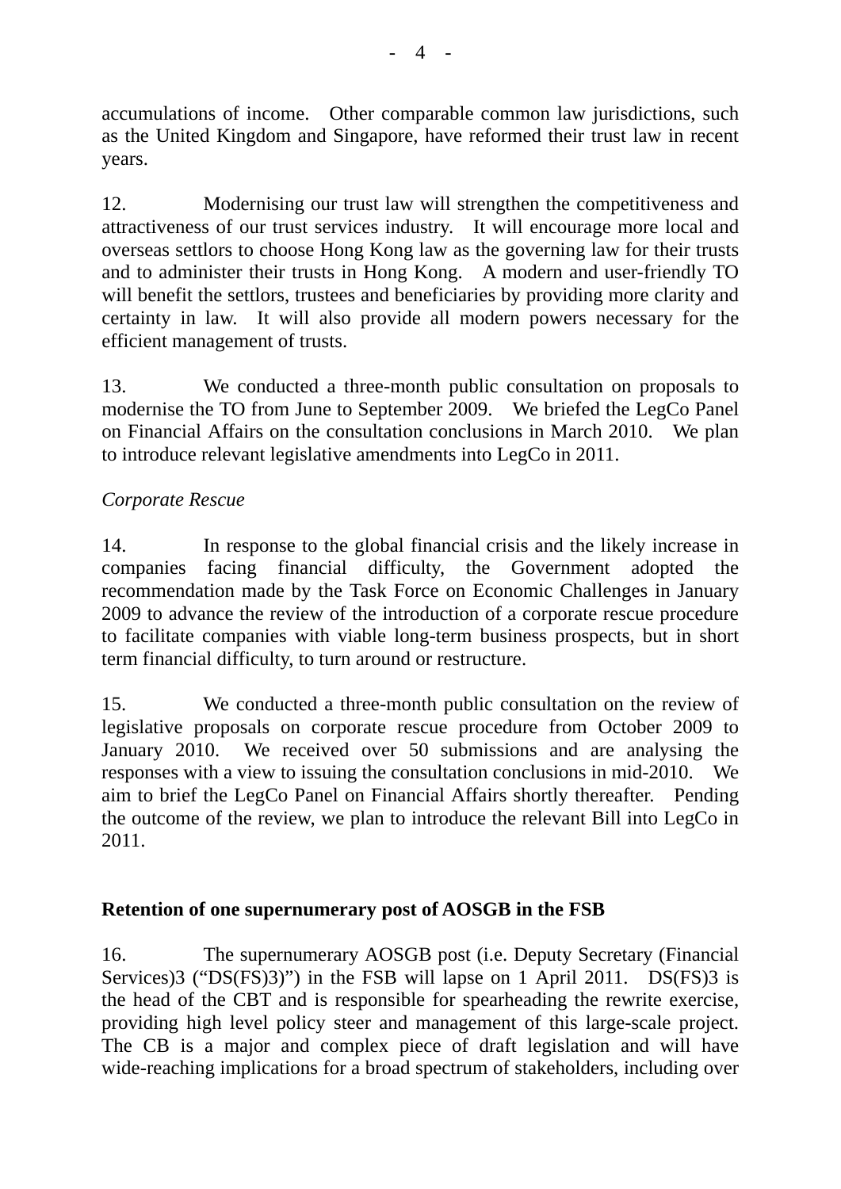accumulations of income. Other comparable common law jurisdictions, such as the United Kingdom and Singapore, have reformed their trust law in recent years.

12. Modernising our trust law will strengthen the competitiveness and attractiveness of our trust services industry. It will encourage more local and overseas settlors to choose Hong Kong law as the governing law for their trusts and to administer their trusts in Hong Kong. A modern and user-friendly TO will benefit the settlors, trustees and beneficiaries by providing more clarity and certainty in law. It will also provide all modern powers necessary for the efficient management of trusts.

13. We conducted a three-month public consultation on proposals to modernise the TO from June to September 2009. We briefed the LegCo Panel on Financial Affairs on the consultation conclusions in March 2010. We plan to introduce relevant legislative amendments into LegCo in 2011.

*Corporate Rescue*

14. In response to the global financial crisis and the likely increase in companies facing financial difficulty, the Government adopted the recommendation made by the Task Force on Economic Challenges in January 2009 to advance the review of the introduction of a corporate rescue procedure to facilitate companies with viable long-term business prospects, but in short term financial difficulty, to turn around or restructure.

15. We conducted a three-month public consultation on the review of legislative proposals on corporate rescue procedure from October 2009 to January 2010. We received over 50 submissions and are analysing the responses with a view to issuing the consultation conclusions in mid-2010. We aim to brief the LegCo Panel on Financial Affairs shortly thereafter. Pending the outcome of the review, we plan to introduce the relevant Bill into LegCo in 2011.

**Retention of one supernumerary post of AOSGB in the FSB**

16. The supernumerary AOSGB post (i.e. Deputy Secretary (Financial Services)3 ("DS(FS)3")) in the FSB will lapse on 1 April 2011. DS(FS)3 is the head of the CBT and is responsible for spearheading the rewrite exercise, providing high level policy steer and management of this large-scale project. The CB is a major and complex piece of draft legislation and will have wide-reaching implications for a broad spectrum of stakeholders, including over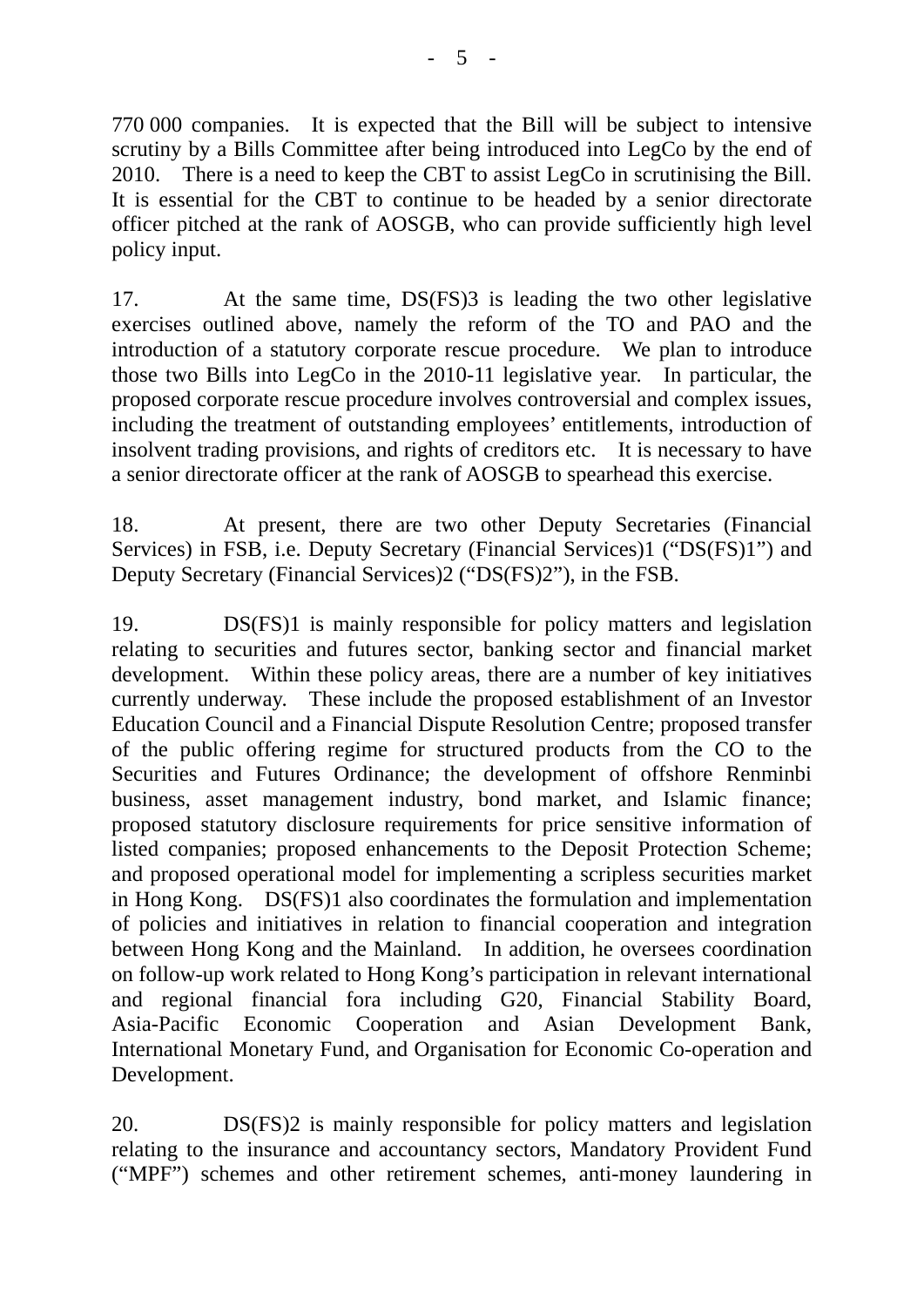770 000 companies. It is expected that the Bill will be subject to intensive scrutiny by a Bills Committee after being introduced into LegCo by the end of 2010. There is a need to keep the CBT to assist LegCo in scrutinising the Bill. It is essential for the CBT to continue to be headed by a senior directorate officer pitched at the rank of AOSGB, who can provide sufficiently high level policy input.

17. At the same time, DS(FS)3 is leading the two other legislative exercises outlined above, namely the reform of the TO and PAO and the introduction of a statutory corporate rescue procedure. We plan to introduce those two Bills into LegCo in the 2010-11 legislative year. In particular, the proposed corporate rescue procedure involves controversial and complex issues, including the treatment of outstanding employees' entitlements, introduction of insolvent trading provisions, and rights of creditors etc. It is necessary to have a senior directorate officer at the rank of AOSGB to spearhead this exercise.

18. At present, there are two other Deputy Secretaries (Financial Services) in FSB, i.e. Deputy Secretary (Financial Services)1 ("DS(FS)1") and Deputy Secretary (Financial Services)2 ("DS(FS)2"), in the FSB.

19. DS(FS)1 is mainly responsible for policy matters and legislation relating to securities and futures sector, banking sector and financial market development. Within these policy areas, there are a number of key initiatives currently underway. These include the proposed establishment of an Investor Education Council and a Financial Dispute Resolution Centre; proposed transfer of the public offering regime for structured products from the CO to the Securities and Futures Ordinance; the development of offshore Renminbi business, asset management industry, bond market, and Islamic finance; proposed statutory disclosure requirements for price sensitive information of listed companies; proposed enhancements to the Deposit Protection Scheme; and proposed operational model for implementing a scripless securities market in Hong Kong. DS(FS)1 also coordinates the formulation and implementation of policies and initiatives in relation to financial cooperation and integration between Hong Kong and the Mainland. In addition, he oversees coordination on follow-up work related to Hong Kong's participation in relevant international and regional financial fora including G20, Financial Stability Board, Asia-Pacific Economic Cooperation and Asian Development Bank, International Monetary Fund, and Organisation for Economic Co-operation and Development.

20. DS(FS)2 is mainly responsible for policy matters and legislation relating to the insurance and accountancy sectors, Mandatory Provident Fund ("MPF") schemes and other retirement schemes, anti-money laundering in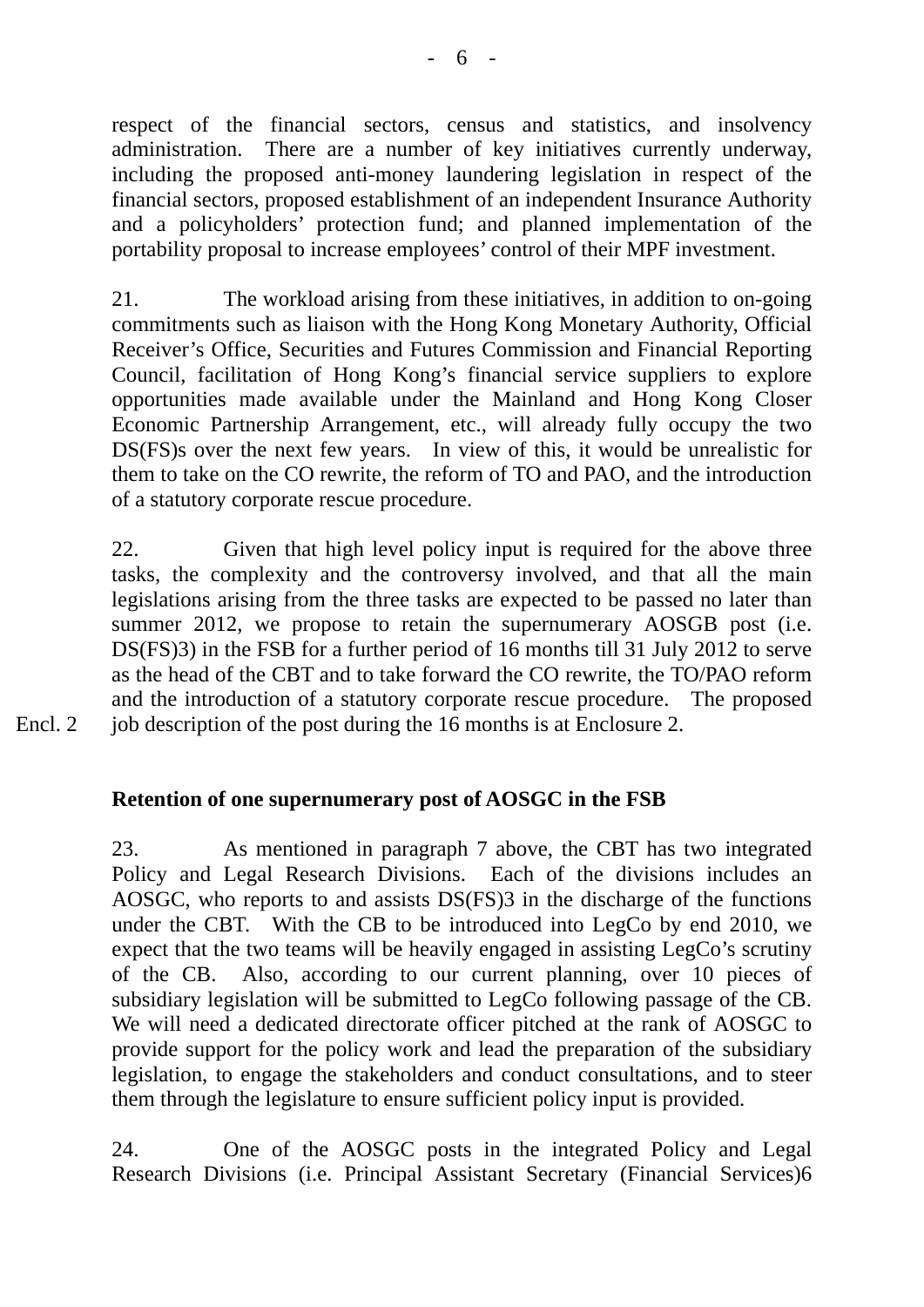respect of the financial sectors, census and statistics, and insolvency administration. There are a number of key initiatives currently underway, including the proposed anti-money laundering legislation in respect of the financial sectors, proposed establishment of an independent Insurance Authority and a policyholders' protection fund; and planned implementation of the portability proposal to increase employees' control of their MPF investment.

21. The workload arising from these initiatives, in addition to on-going commitments such as liaison with the Hong Kong Monetary Authority, Official Receiver's Office, Securities and Futures Commission and Financial Reporting Council, facilitation of Hong Kong's financial service suppliers to explore opportunities made available under the Mainland and Hong Kong Closer Economic Partnership Arrangement, etc., will already fully occupy the two DS(FS)s over the next few years. In view of this, it would be unrealistic for them to take on the CO rewrite, the reform of TO and PAO, and the introduction of a statutory corporate rescue procedure.

22. Given that high level policy input is required for the above three tasks, the complexity and the controversy involved, and that all the main legislations arising from the three tasks are expected to be passed no later than summer 2012, we propose to retain the supernumerary AOSGB post (i.e. DS(FS)3) in the FSB for a further period of 16 months till 31 July 2012 to serve as the head of the CBT and to take forward the CO rewrite, the TO/PAO reform and the introduction of a statutory corporate rescue procedure. The proposed job description of the post during the 16 months is at Enclosure 2. (Encl. 2)

**Retention of one supernumerary post of AOSGC in the FSB**

23. As mentioned in paragraph 7 above, the CBT has two integrated Policy and Legal Research Divisions. Each of the divisions includes an AOSGC, who reports to and assists DS(FS)3 in the discharge of the functions under the CBT. With the CB to be introduced into LegCo by end 2010, we expect that the two teams will be heavily engaged in assisting LegCo's scrutiny of the CB. Also, according to our current planning, over 10 pieces of subsidiary legislation will be submitted to LegCo following passage of the CB. We will need a dedicated directorate officer pitched at the rank of AOSGC to provide support for the policy work and lead the preparation of the subsidiary legislation, to engage the stakeholders and conduct consultations, and to steer them through the legislature to ensure sufficient policy input is provided.

24. One of the AOSGC posts in the integrated Policy and Legal Research Divisions (i.e. Principal Assistant Secretary (Financial Services)6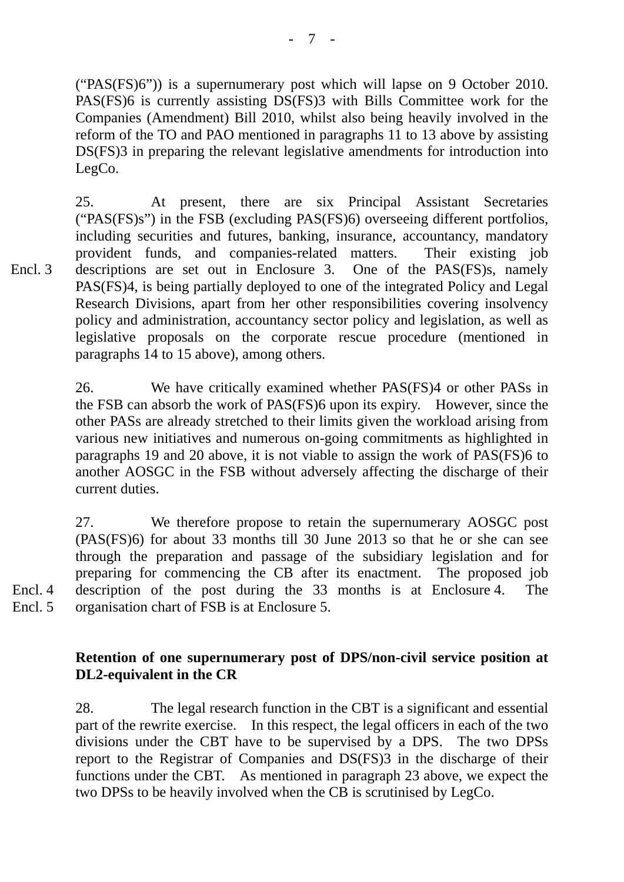("PAS(FS)6")) is a supernumerary post which will lapse on 9 October 2010. PAS(FS)6 is currently assisting DS(FS)3 with Bills Committee work for the Companies (Amendment) Bill 2010, whilst also being heavily involved in the reform of the TO and PAO mentioned in paragraphs 11 to 13 above by assisting DS(FS)3 in preparing the relevant legislative amendments for introduction into LegCo.

25. At present, there are six Principal Assistant Secretaries ("PAS(FS)s") in the FSB (excluding PAS(FS)6) overseeing different portfolios, including securities and futures, banking, insurance, accountancy, mandatory provident funds, and companies-related matters. Their existing job descriptions are set out in Enclosure 3. One of the PAS(FS)s, namely PAS(FS)4, is being partially deployed to one of the integrated Policy and Legal Research Divisions, apart from her other responsibilities covering insolvency policy and administration, accountancy sector policy and legislation, as well as legislative proposals on the corporate rescue procedure (mentioned in paragraphs 14 to 15 above), among others.

Encl. 3

26. We have critically examined whether PAS(FS)4 or other PASs in the FSB can absorb the work of PAS(FS)6 upon its expiry. However, since the other PASs are already stretched to their limits given the workload arising from various new initiatives and numerous on-going commitments as highlighted in paragraphs 19 and 20 above, it is not viable to assign the work of PAS(FS)6 to another AOSGC in the FSB without adversely affecting the discharge of their current duties.

27. We therefore propose to retain the supernumerary AOSGC post (PAS(FS)6) for about 33 months till 30 June 2013 so that he or she can see through the preparation and passage of the subsidiary legislation and for preparing for commencing the CB after its enactment. The proposed job description of the post during the 33 months is at Enclosure 4. The organisation chart of FSB is at Enclosure 5.

Encl. 4
Encl. 5

**Retention of one supernumerary post of DPS/non-civil service position at DL2-equivalent in the CR**

28. The legal research function in the CBT is a significant and essential part of the rewrite exercise. In this respect, the legal officers in each of the two divisions under the CBT have to be supervised by a DPS. The two DPSs report to the Registrar of Companies and DS(FS)3 in the discharge of their functions under the CBT. As mentioned in paragraph 23 above, we expect the two DPSs to be heavily involved when the CB is scrutinised by LegCo.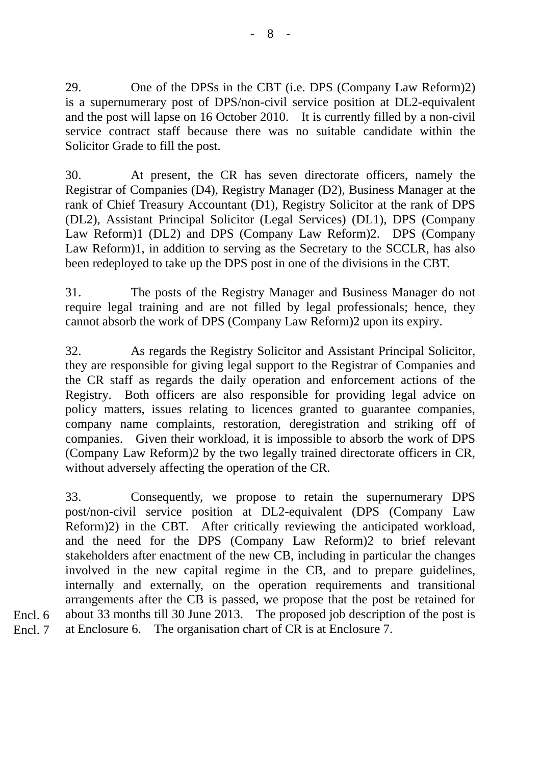29. One of the DPSs in the CBT (i.e. DPS (Company Law Reform)2) is a supernumerary post of DPS/non-civil service position at DL2-equivalent and the post will lapse on 16 October 2010. It is currently filled by a non-civil service contract staff because there was no suitable candidate within the Solicitor Grade to fill the post.

30. At present, the CR has seven directorate officers, namely the Registrar of Companies (D4), Registry Manager (D2), Business Manager at the rank of Chief Treasury Accountant (D1), Registry Solicitor at the rank of DPS (DL2), Assistant Principal Solicitor (Legal Services) (DL1), DPS (Company Law Reform)1 (DL2) and DPS (Company Law Reform)2. DPS (Company Law Reform)1, in addition to serving as the Secretary to the SCCLR, has also been redeployed to take up the DPS post in one of the divisions in the CBT.

31. The posts of the Registry Manager and Business Manager do not require legal training and are not filled by legal professionals; hence, they cannot absorb the work of DPS (Company Law Reform)2 upon its expiry.

32. As regards the Registry Solicitor and Assistant Principal Solicitor, they are responsible for giving legal support to the Registrar of Companies and the CR staff as regards the daily operation and enforcement actions of the Registry. Both officers are also responsible for providing legal advice on policy matters, issues relating to licences granted to guarantee companies, company name complaints, restoration, deregistration and striking off of companies. Given their workload, it is impossible to absorb the work of DPS (Company Law Reform)2 by the two legally trained directorate officers in CR, without adversely affecting the operation of the CR.

33. Consequently, we propose to retain the supernumerary DPS post/non-civil service position at DL2-equivalent (DPS (Company Law Reform)2) in the CBT. After critically reviewing the anticipated workload, and the need for the DPS (Company Law Reform)2 to brief relevant stakeholders after enactment of the new CB, including in particular the changes involved in the new capital regime in the CB, and to prepare guidelines, internally and externally, on the operation requirements and transitional arrangements after the CB is passed, we propose that the post be retained for about 33 months till 30 June 2013. The proposed job description of the post is at Enclosure 6. The organisation chart of CR is at Enclosure 7.

Encl. 6
Encl. 7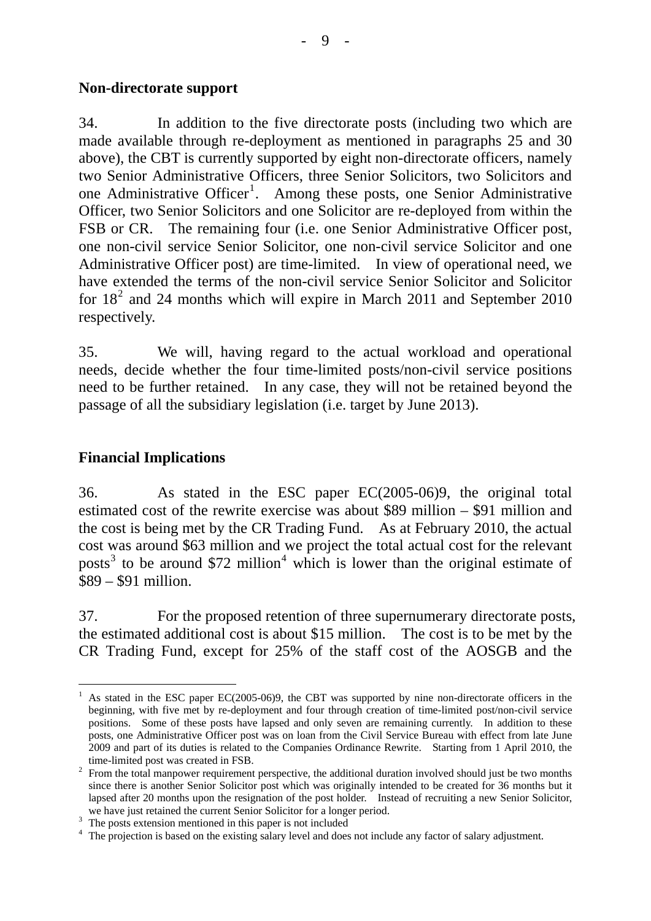**Non-directorate support**

34. In addition to the five directorate posts (including two which are made available through re-deployment as mentioned in paragraphs 25 and 30 above), the CBT is currently supported by eight non-directorate officers, namely two Senior Administrative Officers, three Senior Solicitors, two Solicitors and one Administrative Officer[1]. Among these posts, one Senior Administrative Officer, two Senior Solicitors and one Solicitor are re-deployed from within the FSB or CR. The remaining four (i.e. one Senior Administrative Officer post, one non-civil service Senior Solicitor, one non-civil service Solicitor and one Administrative Officer post) are time-limited. In view of operational need, we have extended the terms of the non-civil service Senior Solicitor and Solicitor for 18[2] and 24 months which will expire in March 2011 and September 2010 respectively.

35. We will, having regard to the actual workload and operational needs, decide whether the four time-limited posts/non-civil service positions need to be further retained. In any case, they will not be retained beyond the passage of all the subsidiary legislation (i.e. target by June 2013).

**Financial Implications**

36. As stated in the ESC paper EC(2005-06)9, the original total estimated cost of the rewrite exercise was about $89 million – $91 million and the cost is being met by the CR Trading Fund. As at February 2010, the actual cost was around $63 million and we project the total actual cost for the relevant posts[3] to be around $72 million[4] which is lower than the original estimate of $89 – $91 million.

37. For the proposed retention of three supernumerary directorate posts, the estimated additional cost is about $15 million. The cost is to be met by the CR Trading Fund, except for 25% of the staff cost of the AOSGB and the

---

[1] As stated in the ESC paper EC(2005-06)9, the CBT was supported by nine non-directorate officers in the beginning, with five met by re-deployment and four through creation of time-limited post/non-civil service positions. Some of these posts have lapsed and only seven are remaining currently. In addition to these posts, one Administrative Officer post was on loan from the Civil Service Bureau with effect from late June 2009 and part of its duties is related to the Companies Ordinance Rewrite. Starting from 1 April 2010, the time-limited post was created in FSB.

[2] From the total manpower requirement perspective, the additional duration involved should just be two months since there is another Senior Solicitor post which was originally intended to be created for 36 months but it lapsed after 20 months upon the resignation of the post holder. Instead of recruiting a new Senior Solicitor, we have just retained the current Senior Solicitor for a longer period.

[3] The posts extension mentioned in this paper is not included

[4] The projection is based on the existing salary level and does not include any factor of salary adjustment.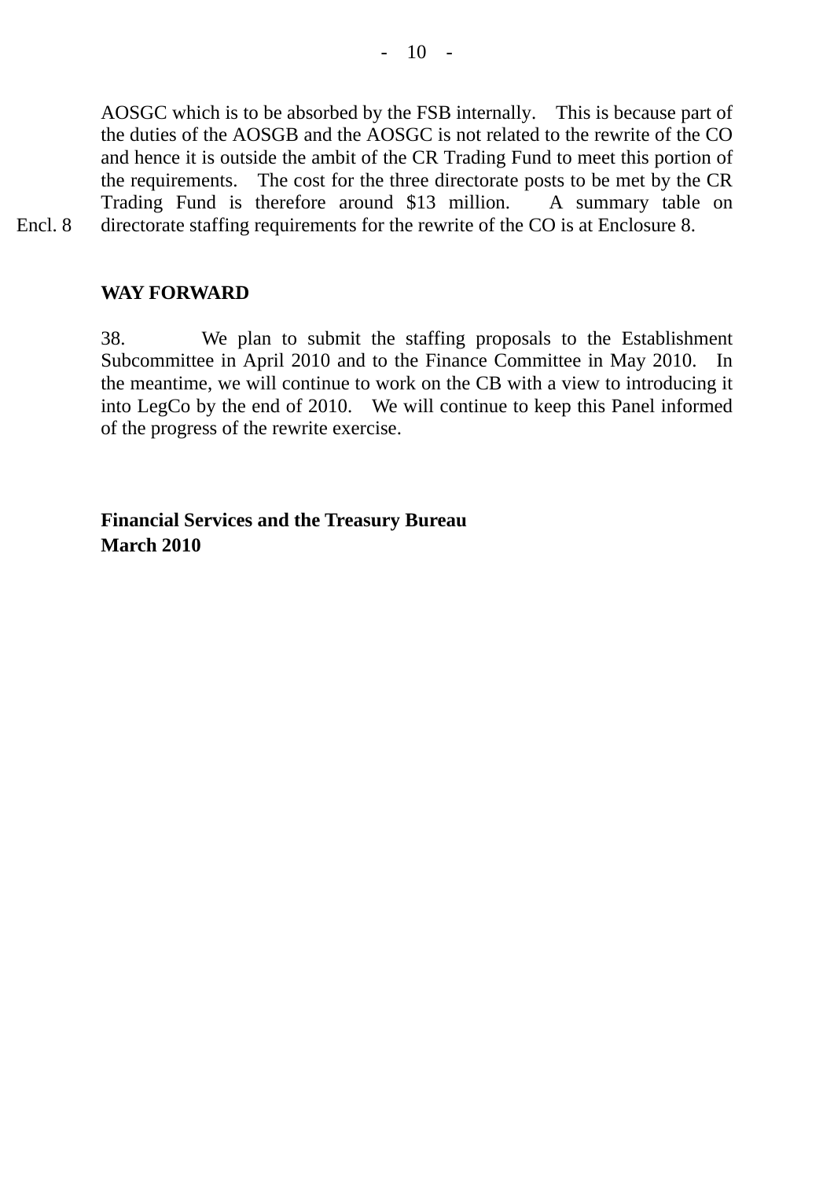AOSGC which is to be absorbed by the FSB internally. This is because part of the duties of the AOSGB and the AOSGC is not related to the rewrite of the CO and hence it is outside the ambit of the CR Trading Fund to meet this portion of the requirements. The cost for the three directorate posts to be met by the CR Trading Fund is therefore around $13 million. A summary table on directorate staffing requirements for the rewrite of the CO is at Enclosure 8.

Encl. 8

## WAY FORWARD

38. We plan to submit the staffing proposals to the Establishment Subcommittee in April 2010 and to the Finance Committee in May 2010. In the meantime, we will continue to work on the CB with a view to introducing it into LegCo by the end of 2010. We will continue to keep this Panel informed of the progress of the rewrite exercise.

**Financial Services and the Treasury Bureau**
**March 2010**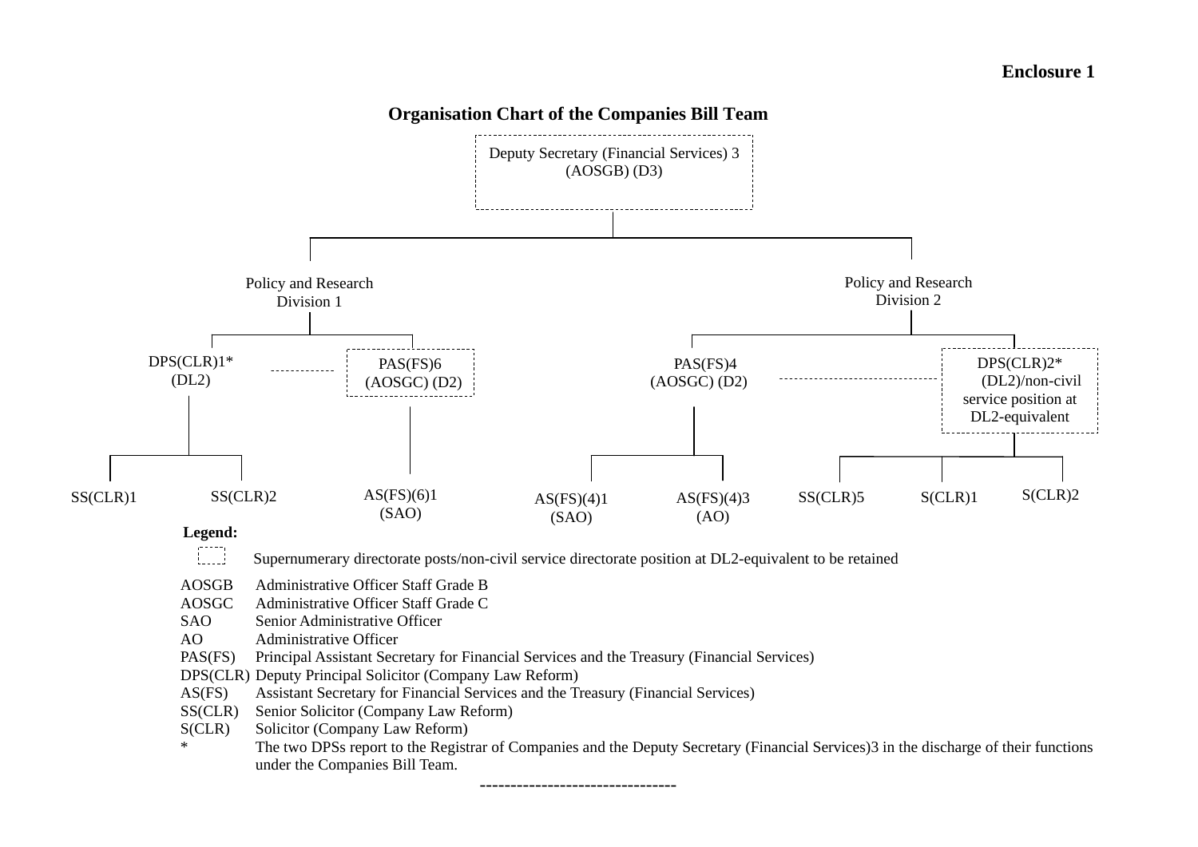**Enclosure 1**

## Organisation Chart of the Companies Bill Team

Deputy Secretary (Financial Services) 3 (AOSGB) (D3)

- **Policy and Research Division 1**
  - DPS(CLR)1* (DL2)
    - SS(CLR)1
    - SS(CLR)2
  - PAS(FS)6 (AOSGC) (D2)
    - AS(FS)(6)1 (SAO)
- **Policy and Research Division 2**
  - PAS(FS)4 (AOSGC) (D2)
    - AS(FS)(4)1 (SAO)
    - AS(FS)(4)3 (AO)
  - DPS(CLR)2* (DL2)/non-civil service position at DL2-equivalent
    - SS(CLR)5
    - S(CLR)1
    - S(CLR)2

**Legend:**

[dashed box] Supernumerary directorate posts/non-civil service directorate position at DL2-equivalent to be retained

| | |
|---|---|
| AOSGB | Administrative Officer Staff Grade B |
| AOSGC | Administrative Officer Staff Grade C |
| SAO | Senior Administrative Officer |
| AO | Administrative Officer |
| PAS(FS) | Principal Assistant Secretary for Financial Services and the Treasury (Financial Services) |
| DPS(CLR) | Deputy Principal Solicitor (Company Law Reform) |
| AS(FS) | Assistant Secretary for Financial Services and the Treasury (Financial Services) |
| SS(CLR) | Senior Solicitor (Company Law Reform) |
| S(CLR) | Solicitor (Company Law Reform) |
| * | The two DPSs report to the Registrar of Companies and the Deputy Secretary (Financial Services)3 in the discharge of their functions under the Companies Bill Team. |

--------------------------------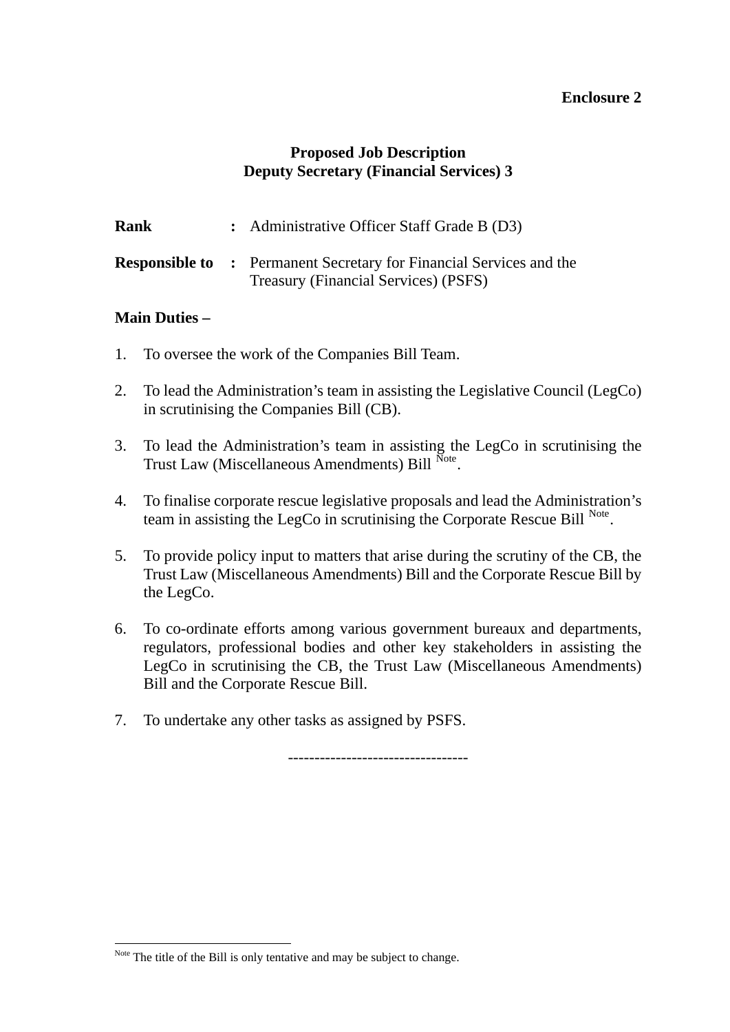**Enclosure 2**

**Proposed Job Description**
**Deputy Secretary (Financial Services) 3**

**Rank** : Administrative Officer Staff Grade B (D3)

**Responsible to** : Permanent Secretary for Financial Services and the Treasury (Financial Services) (PSFS)

**Main Duties –**

1. To oversee the work of the Companies Bill Team.

2. To lead the Administration's team in assisting the Legislative Council (LegCo) in scrutinising the Companies Bill (CB).

3. To lead the Administration's team in assisting the LegCo in scrutinising the Trust Law (Miscellaneous Amendments) Bill [Note].

4. To finalise corporate rescue legislative proposals and lead the Administration's team in assisting the LegCo in scrutinising the Corporate Rescue Bill [Note].

5. To provide policy input to matters that arise during the scrutiny of the CB, the Trust Law (Miscellaneous Amendments) Bill and the Corporate Rescue Bill by the LegCo.

6. To co-ordinate efforts among various government bureaux and departments, regulators, professional bodies and other key stakeholders in assisting the LegCo in scrutinising the CB, the Trust Law (Miscellaneous Amendments) Bill and the Corporate Rescue Bill.

7. To undertake any other tasks as assigned by PSFS.

---------------------------------

[Note] The title of the Bill is only tentative and may be subject to change.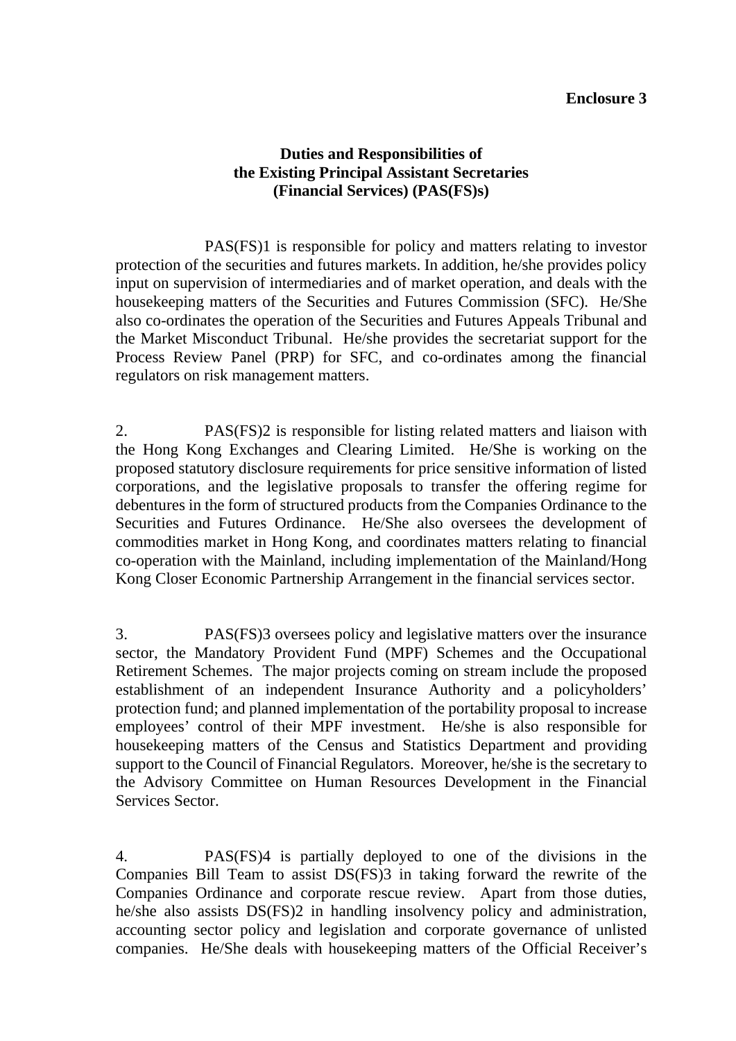**Enclosure 3**

**Duties and Responsibilities of the Existing Principal Assistant Secretaries (Financial Services) (PAS(FS)s)**

PAS(FS)1 is responsible for policy and matters relating to investor protection of the securities and futures markets. In addition, he/she provides policy input on supervision of intermediaries and of market operation, and deals with the housekeeping matters of the Securities and Futures Commission (SFC). He/She also co-ordinates the operation of the Securities and Futures Appeals Tribunal and the Market Misconduct Tribunal. He/she provides the secretariat support for the Process Review Panel (PRP) for SFC, and co-ordinates among the financial regulators on risk management matters.

2. PAS(FS)2 is responsible for listing related matters and liaison with the Hong Kong Exchanges and Clearing Limited. He/She is working on the proposed statutory disclosure requirements for price sensitive information of listed corporations, and the legislative proposals to transfer the offering regime for debentures in the form of structured products from the Companies Ordinance to the Securities and Futures Ordinance. He/She also oversees the development of commodities market in Hong Kong, and coordinates matters relating to financial co-operation with the Mainland, including implementation of the Mainland/Hong Kong Closer Economic Partnership Arrangement in the financial services sector.

3. PAS(FS)3 oversees policy and legislative matters over the insurance sector, the Mandatory Provident Fund (MPF) Schemes and the Occupational Retirement Schemes. The major projects coming on stream include the proposed establishment of an independent Insurance Authority and a policyholders' protection fund; and planned implementation of the portability proposal to increase employees' control of their MPF investment. He/she is also responsible for housekeeping matters of the Census and Statistics Department and providing support to the Council of Financial Regulators. Moreover, he/she is the secretary to the Advisory Committee on Human Resources Development in the Financial Services Sector.

4. PAS(FS)4 is partially deployed to one of the divisions in the Companies Bill Team to assist DS(FS)3 in taking forward the rewrite of the Companies Ordinance and corporate rescue review. Apart from those duties, he/she also assists DS(FS)2 in handling insolvency policy and administration, accounting sector policy and legislation and corporate governance of unlisted companies. He/She deals with housekeeping matters of the Official Receiver's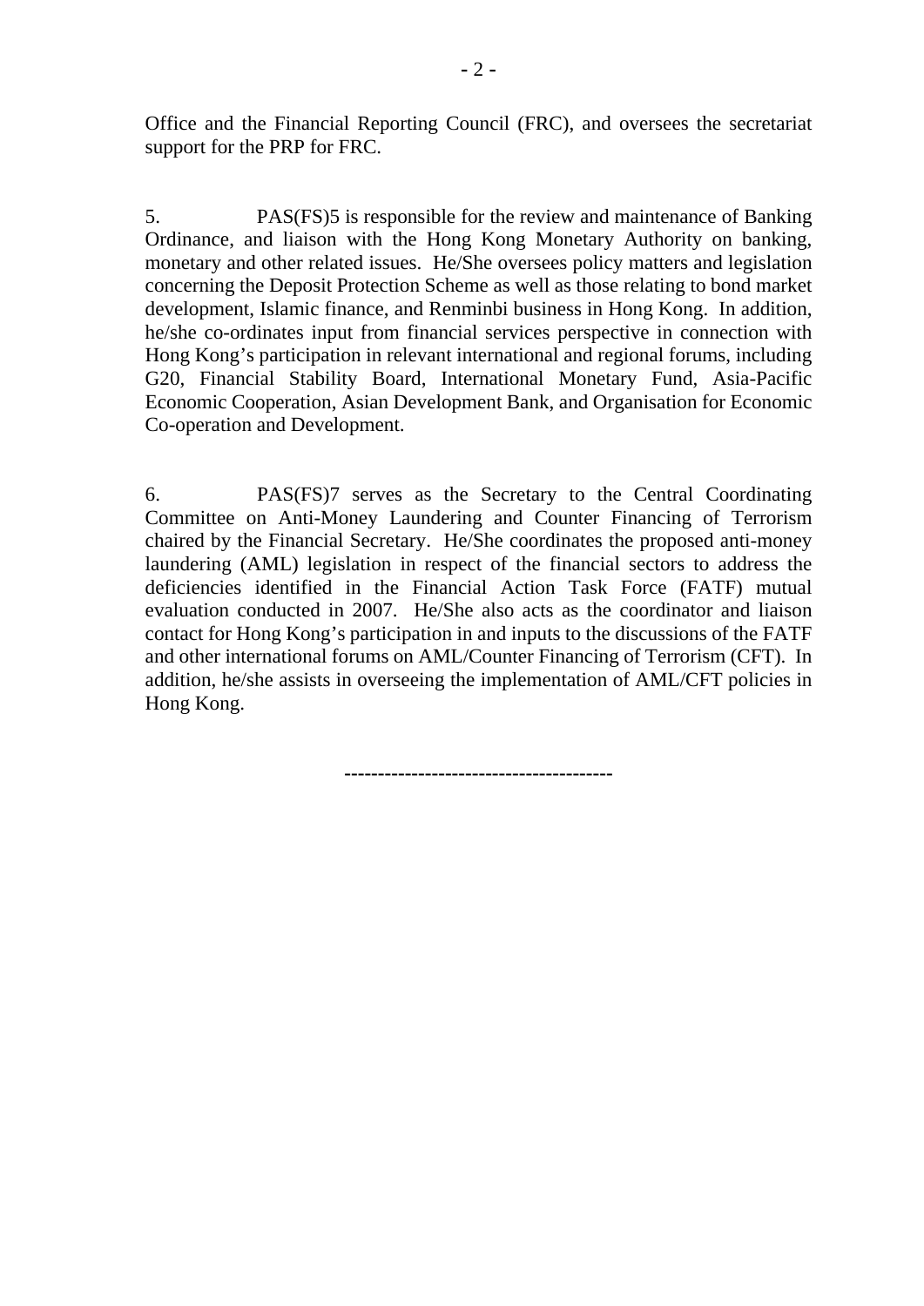Office and the Financial Reporting Council (FRC), and oversees the secretariat support for the PRP for FRC.

5. PAS(FS)5 is responsible for the review and maintenance of Banking Ordinance, and liaison with the Hong Kong Monetary Authority on banking, monetary and other related issues. He/She oversees policy matters and legislation concerning the Deposit Protection Scheme as well as those relating to bond market development, Islamic finance, and Renminbi business in Hong Kong. In addition, he/she co-ordinates input from financial services perspective in connection with Hong Kong's participation in relevant international and regional forums, including G20, Financial Stability Board, International Monetary Fund, Asia-Pacific Economic Cooperation, Asian Development Bank, and Organisation for Economic Co-operation and Development.

6. PAS(FS)7 serves as the Secretary to the Central Coordinating Committee on Anti-Money Laundering and Counter Financing of Terrorism chaired by the Financial Secretary. He/She coordinates the proposed anti-money laundering (AML) legislation in respect of the financial sectors to address the deficiencies identified in the Financial Action Task Force (FATF) mutual evaluation conducted in 2007. He/She also acts as the coordinator and liaison contact for Hong Kong's participation in and inputs to the discussions of the FATF and other international forums on AML/Counter Financing of Terrorism (CFT). In addition, he/she assists in overseeing the implementation of AML/CFT policies in Hong Kong.

---------------------------------------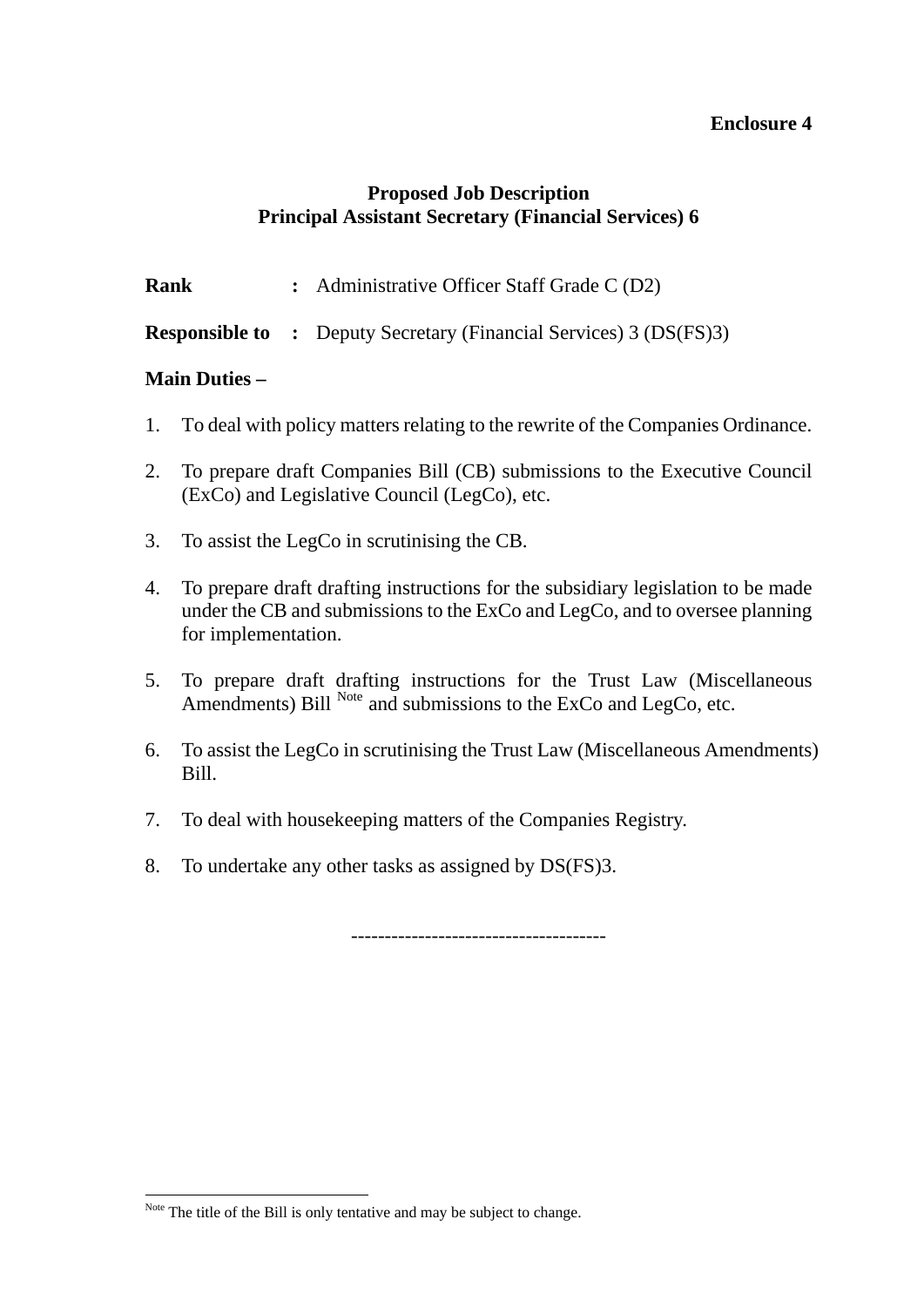**Enclosure 4**

**Proposed Job Description**
**Principal Assistant Secretary (Financial Services) 6**

**Rank** **:** Administrative Officer Staff Grade C (D2)

**Responsible to** **:** Deputy Secretary (Financial Services) 3 (DS(FS)3)

**Main Duties –**

1. To deal with policy matters relating to the rewrite of the Companies Ordinance.

2. To prepare draft Companies Bill (CB) submissions to the Executive Council (ExCo) and Legislative Council (LegCo), etc.

3. To assist the LegCo in scrutinising the CB.

4. To prepare draft drafting instructions for the subsidiary legislation to be made under the CB and submissions to the ExCo and LegCo, and to oversee planning for implementation.

5. To prepare draft drafting instructions for the Trust Law (Miscellaneous Amendments) Bill [Note] and submissions to the ExCo and LegCo, etc.

6. To assist the LegCo in scrutinising the Trust Law (Miscellaneous Amendments) Bill.

7. To deal with housekeeping matters of the Companies Registry.

8. To undertake any other tasks as assigned by DS(FS)3.

-------------------------------------

[Note] The title of the Bill is only tentative and may be subject to change.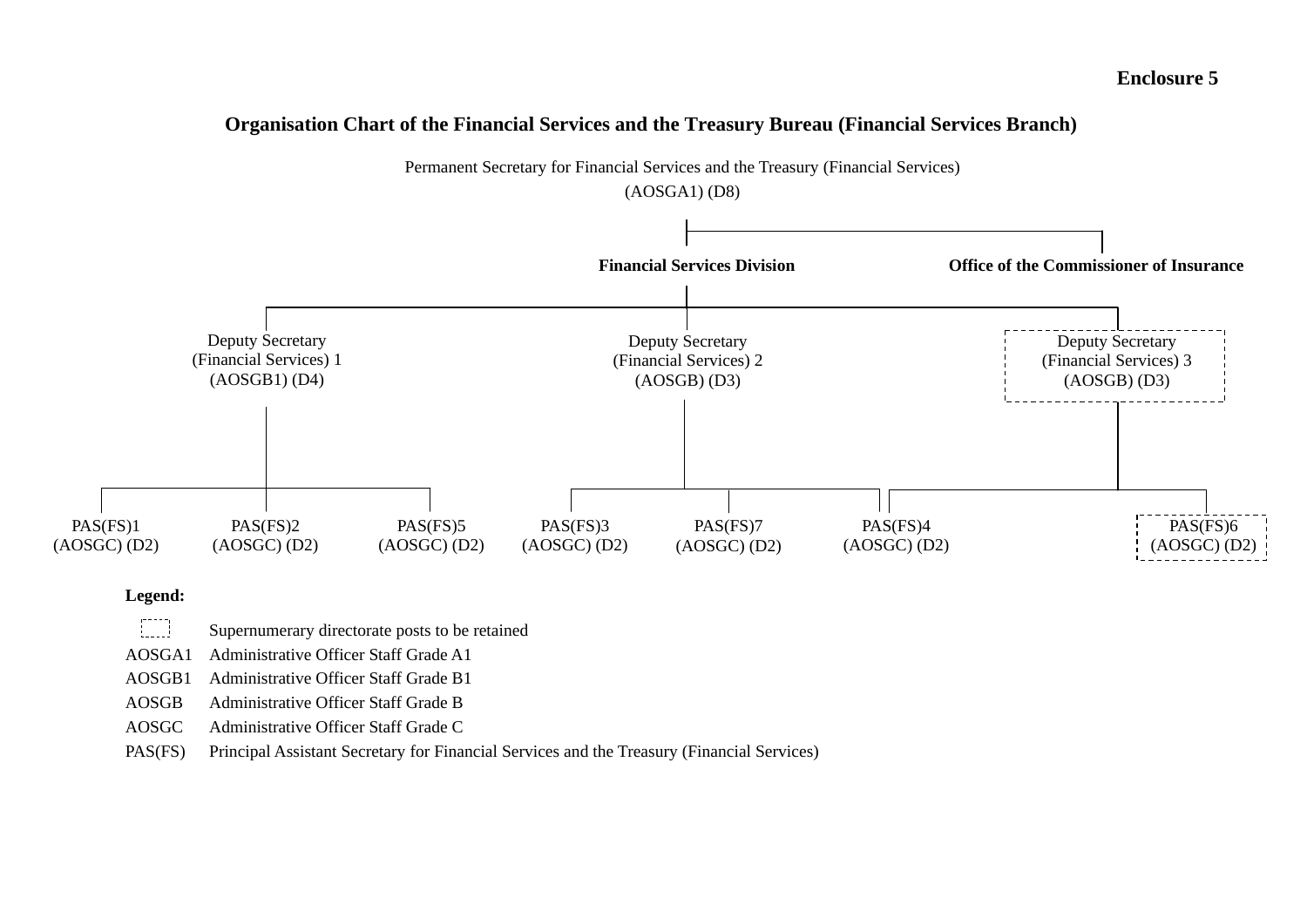**Enclosure 5**

## Organisation Chart of the Financial Services and the Treasury Bureau (Financial Services Branch)

Permanent Secretary for Financial Services and the Treasury (Financial Services)
(AOSGA1) (D8)

- **Financial Services Division**
  - Deputy Secretary (Financial Services) 1 (AOSGB1) (D4)
    - PAS(FS)1 (AOSGC) (D2)
    - PAS(FS)2 (AOSGC) (D2)
    - PAS(FS)5 (AOSGC) (D2)
  - Deputy Secretary (Financial Services) 2 (AOSGB) (D3)
    - PAS(FS)3 (AOSGC) (D2)
    - PAS(FS)7 (AOSGC) (D2)
    - PAS(FS)4 (AOSGC) (D2)
  - Deputy Secretary (Financial Services) 3 (AOSGB) (D3) [supernumerary]
    - PAS(FS)4 (AOSGC) (D2)
    - PAS(FS)6 (AOSGC) (D2) [supernumerary]
- **Office of the Commissioner of Insurance**

**Legend:**

| | |
|---|---|
| [dotted box] | Supernumerary directorate posts to be retained |
| AOSGA1 | Administrative Officer Staff Grade A1 |
| AOSGB1 | Administrative Officer Staff Grade B1 |
| AOSGB | Administrative Officer Staff Grade B |
| AOSGC | Administrative Officer Staff Grade C |
| PAS(FS) | Principal Assistant Secretary for Financial Services and the Treasury (Financial Services) |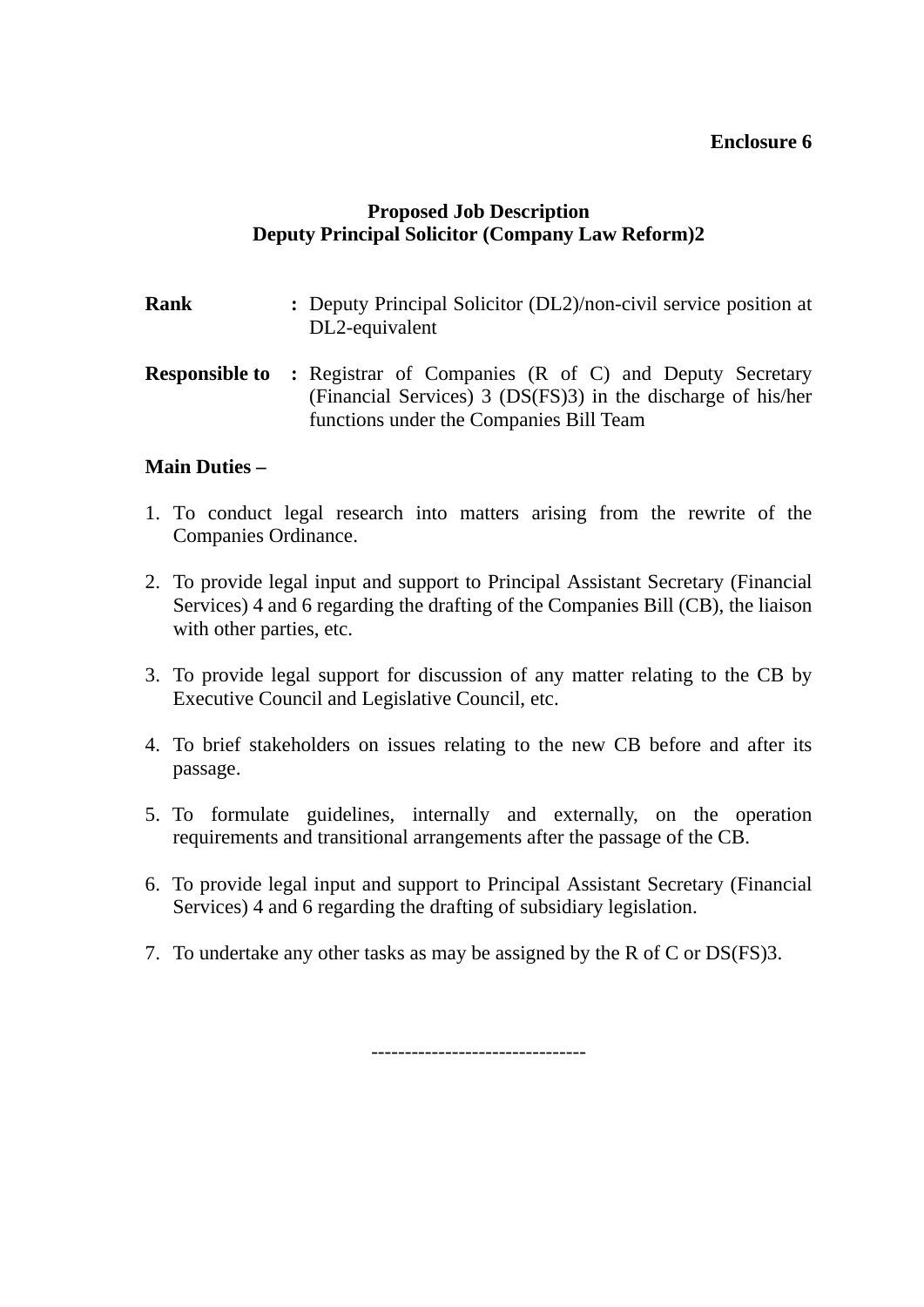**Enclosure 6**

**Proposed Job Description**
**Deputy Principal Solicitor (Company Law Reform)2**

**Rank** : Deputy Principal Solicitor (DL2)/non-civil service position at DL2-equivalent

**Responsible to** : Registrar of Companies (R of C) and Deputy Secretary (Financial Services) 3 (DS(FS)3) in the discharge of his/her functions under the Companies Bill Team

**Main Duties –**

1. To conduct legal research into matters arising from the rewrite of the Companies Ordinance.

2. To provide legal input and support to Principal Assistant Secretary (Financial Services) 4 and 6 regarding the drafting of the Companies Bill (CB), the liaison with other parties, etc.

3. To provide legal support for discussion of any matter relating to the CB by Executive Council and Legislative Council, etc.

4. To brief stakeholders on issues relating to the new CB before and after its passage.

5. To formulate guidelines, internally and externally, on the operation requirements and transitional arrangements after the passage of the CB.

6. To provide legal input and support to Principal Assistant Secretary (Financial Services) 4 and 6 regarding the drafting of subsidiary legislation.

7. To undertake any other tasks as may be assigned by the R of C or DS(FS)3.

--------------------------------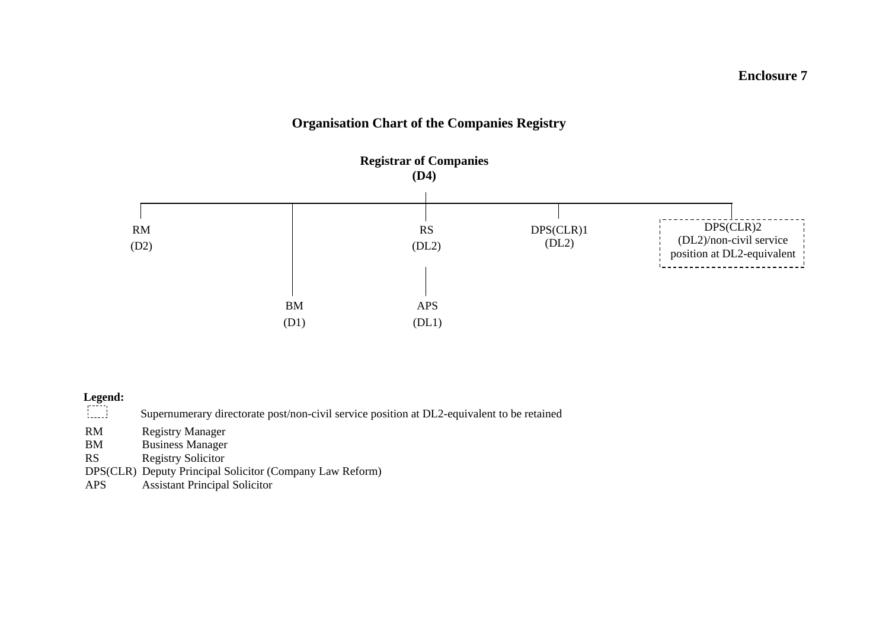**Enclosure 7**

## Organisation Chart of the Companies Registry

**Registrar of Companies**
**(D4)**

- RM (D2)
- BM (D1)
- RS (DL2)
  - APS (DL1)
- DPS(CLR)1 (DL2)
- DPS(CLR)2 (DL2)/non-civil service position at DL2-equivalent [dashed box]

**Legend:**

[dashed box] Supernumerary directorate post/non-civil service position at DL2-equivalent to be retained

| | |
|---|---|
| RM | Registry Manager |
| BM | Business Manager |
| RS | Registry Solicitor |
| DPS(CLR) | Deputy Principal Solicitor (Company Law Reform) |
| APS | Assistant Principal Solicitor |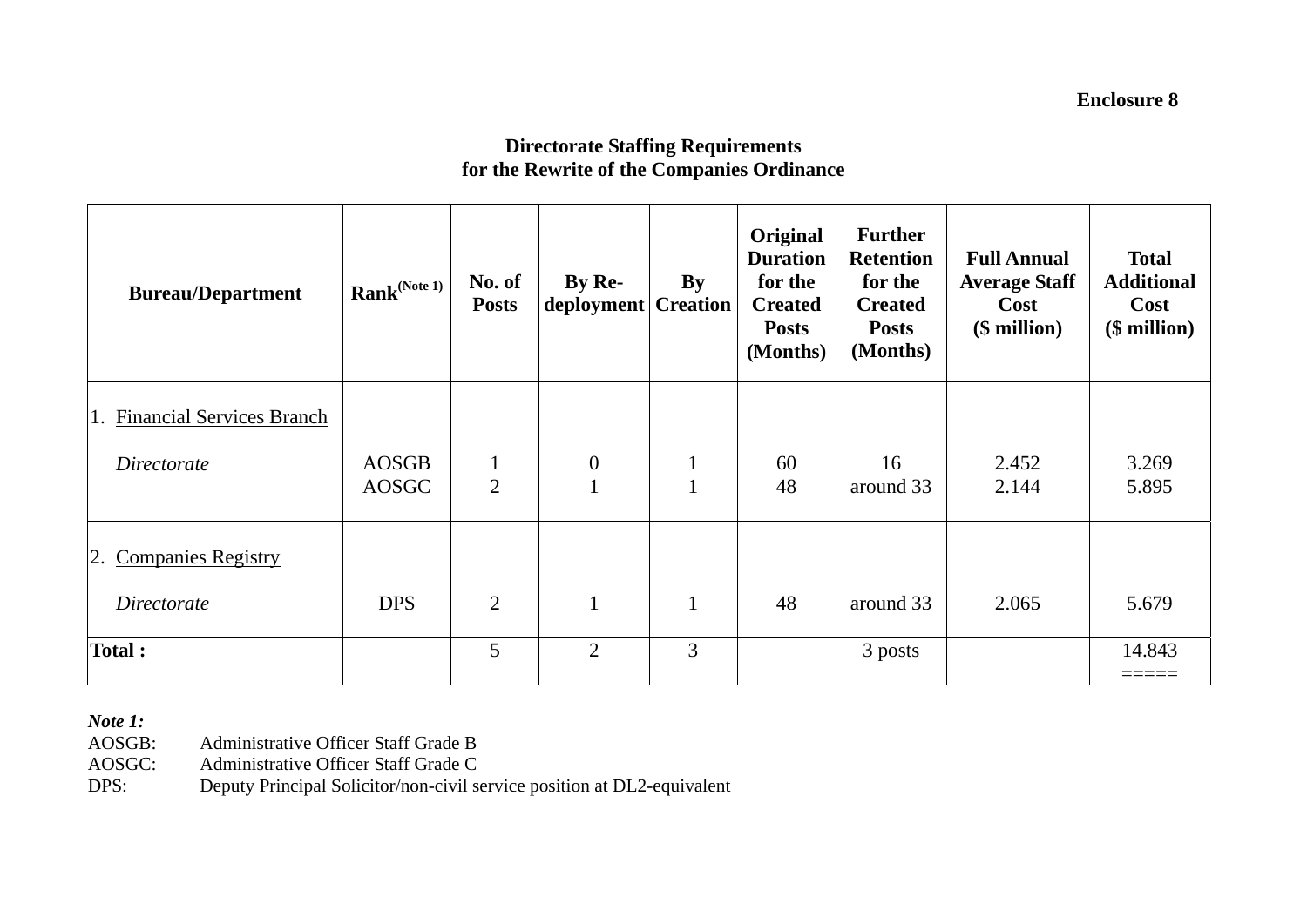**Enclosure 8**

**Directorate Staffing Requirements**
**for the Rewrite of the Companies Ordinance**

| Bureau/Department | Rank[(Note 1)] | No. of Posts | By Re-deployment | By Creation | Original Duration for the Created Posts (Months) | Further Retention for the Created Posts (Months) | Full Annual Average Staff Cost ($ million) | Total Additional Cost ($ million) |
|---|---|---|---|---|---|---|---|---|
| 1. <u>Financial Services Branch</u> | | | | | | | | |
| *Directorate* | AOSGB | 1 | 0 | 1 | 60 | 16 | 2.452 | 3.269 |
| | AOSGC | 2 | 1 | 1 | 48 | around 33 | 2.144 | 5.895 |
| 2. <u>Companies Registry</u> | | | | | | | | |
| *Directorate* | DPS | 2 | 1 | 1 | 48 | around 33 | 2.065 | 5.679 |
| **Total :** | | 5 | 2 | 3 | | 3 posts | | 14.843<br>===== |

***Note 1:***

AOSGB: Administrative Officer Staff Grade B
AOSGC: Administrative Officer Staff Grade C
DPS: Deputy Principal Solicitor/non-civil service position at DL2-equivalent